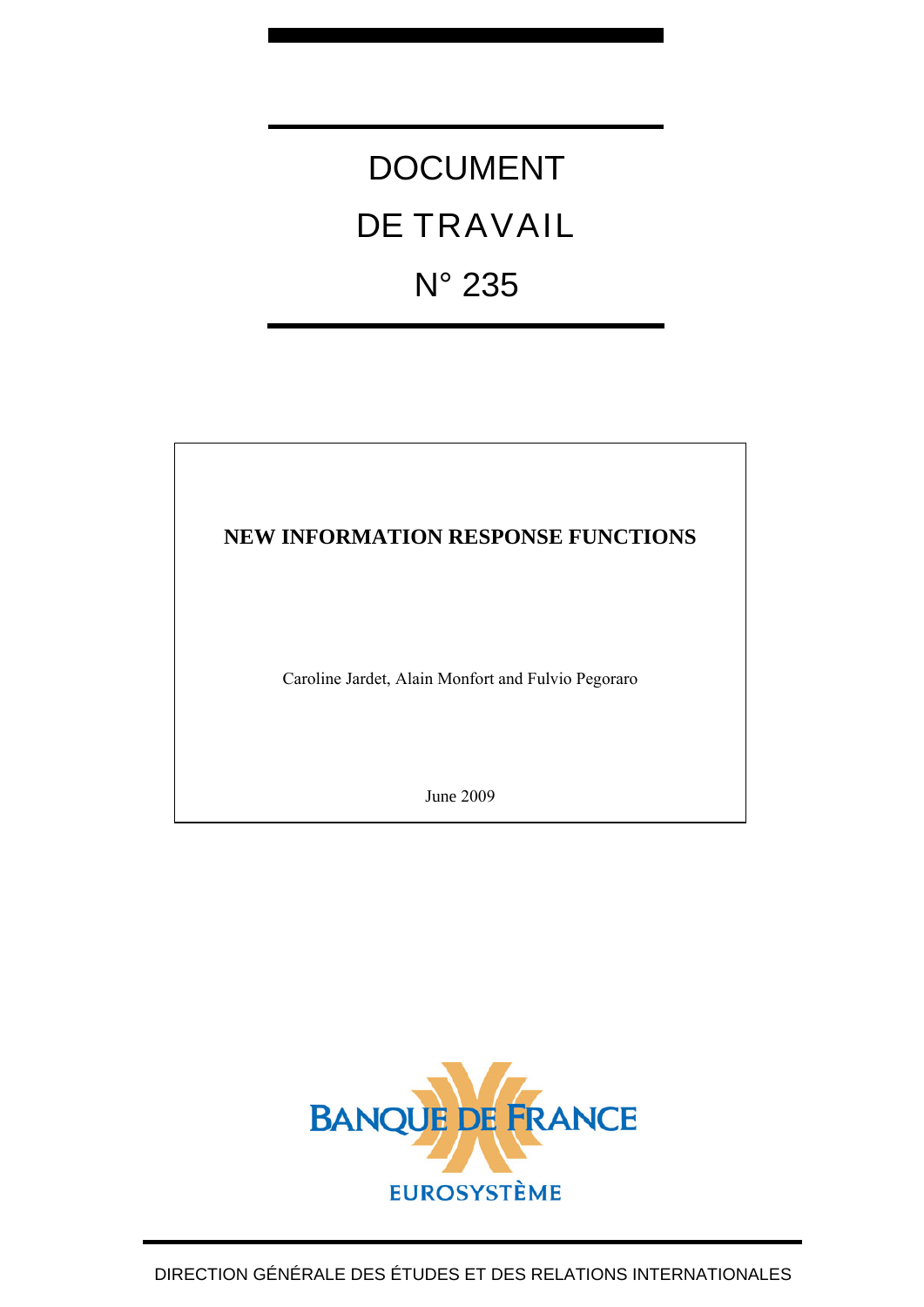# DOCUMENT DE TRAVAIL N° 235

## NEW INFORMATION RESPONSE FUNCTIONS

Caroline Jardet, Alain Monfort and Fulvio Pegoraro

June 2009

BANQUE DE FRANCE

EUROSYSTÈME

DIRECTION GÉNÉRALE DES ÉTUDES ET DES RELATIONS INTERNATIONALES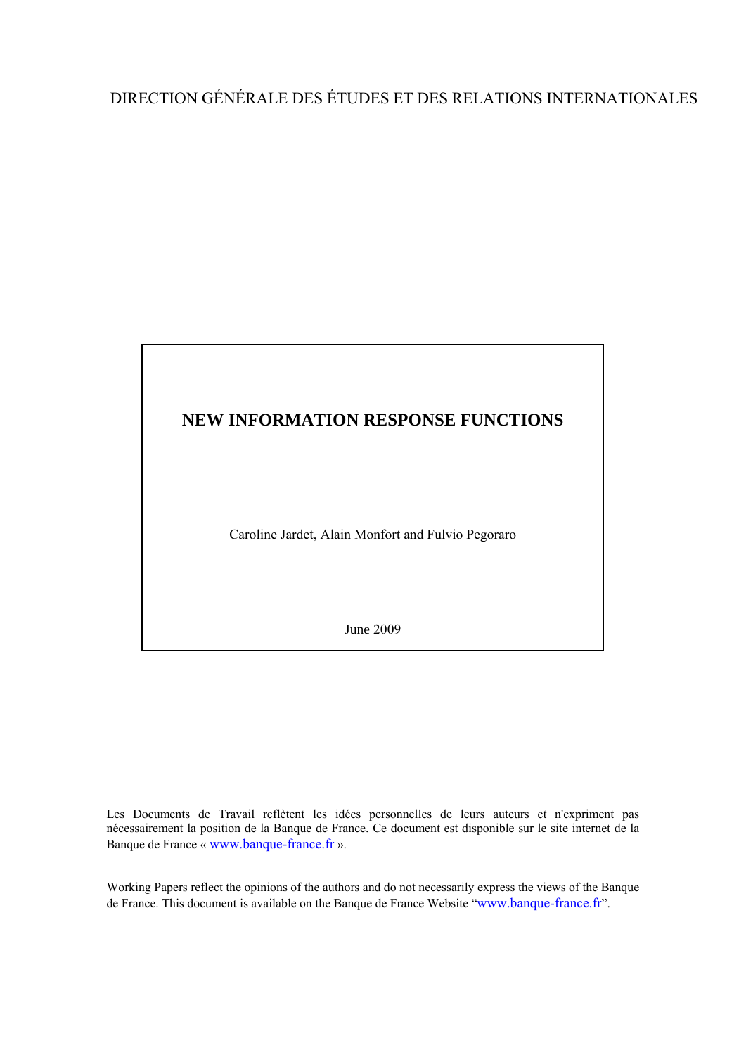DIRECTION GÉNÉRALE DES ÉTUDES ET DES RELATIONS INTERNATIONALES

# NEW INFORMATION RESPONSE FUNCTIONS

Caroline Jardet, Alain Monfort and Fulvio Pegoraro

June 2009

Les Documents de Travail reflètent les idées personnelles de leurs auteurs et n'expriment pas nécessairement la position de la Banque de France. Ce document est disponible sur le site internet de la Banque de France « www.banque-france.fr ».

Working Papers reflect the opinions of the authors and do not necessarily express the views of the Banque de France. This document is available on the Banque de France Website "www.banque-france.fr".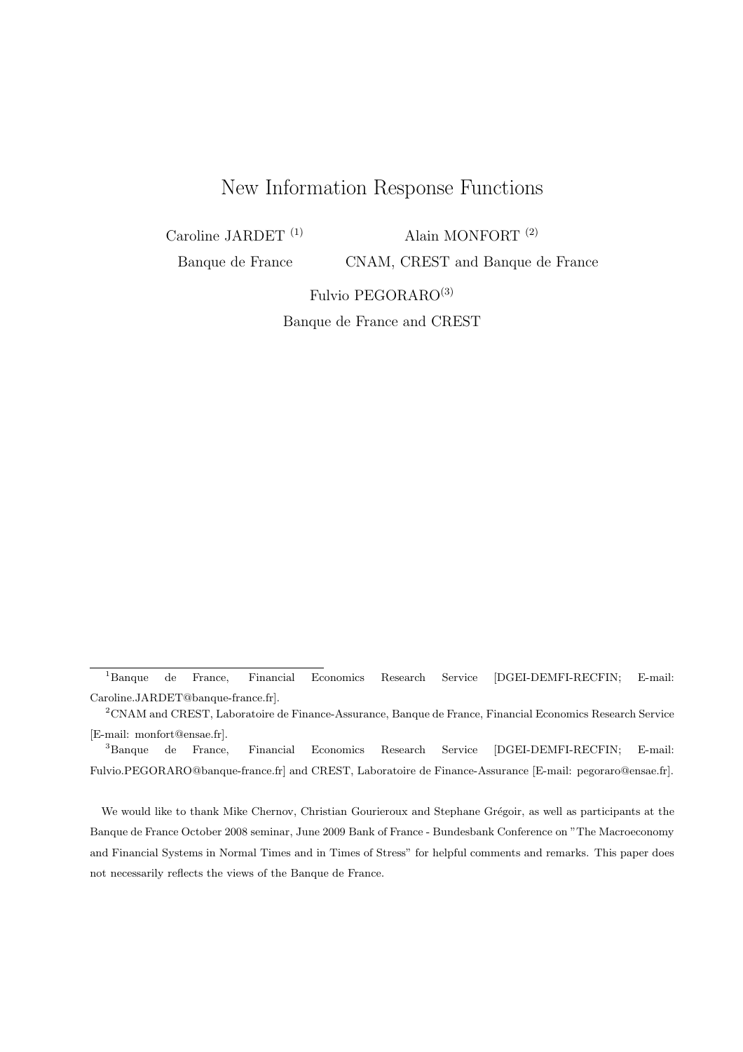# New Information Response Functions

Caroline JARDET [(1)] — Banque de France

Alain MONFORT [(2)] — CNAM, CREST and Banque de France

Fulvio PEGORARO[(3)] — Banque de France and CREST

---

[1] Banque de France, Financial Economics Research Service [DGEI-DEMFI-RECFIN; E-mail: Caroline.JARDET@banque-france.fr].

[2] CNAM and CREST, Laboratoire de Finance-Assurance, Banque de France, Financial Economics Research Service [E-mail: monfort@ensae.fr].

[3] Banque de France, Financial Economics Research Service [DGEI-DEMFI-RECFIN; E-mail: Fulvio.PEGORARO@banque-france.fr] and CREST, Laboratoire de Finance-Assurance [E-mail: pegoraro@ensae.fr].

We would like to thank Mike Chernov, Christian Gourieroux and Stephane Grégoir, as well as participants at the Banque de France October 2008 seminar, June 2009 Bank of France - Bundesbank Conference on "The Macroeconomy and Financial Systems in Normal Times and in Times of Stress" for helpful comments and remarks. This paper does not necessarily reflects the views of the Banque de France.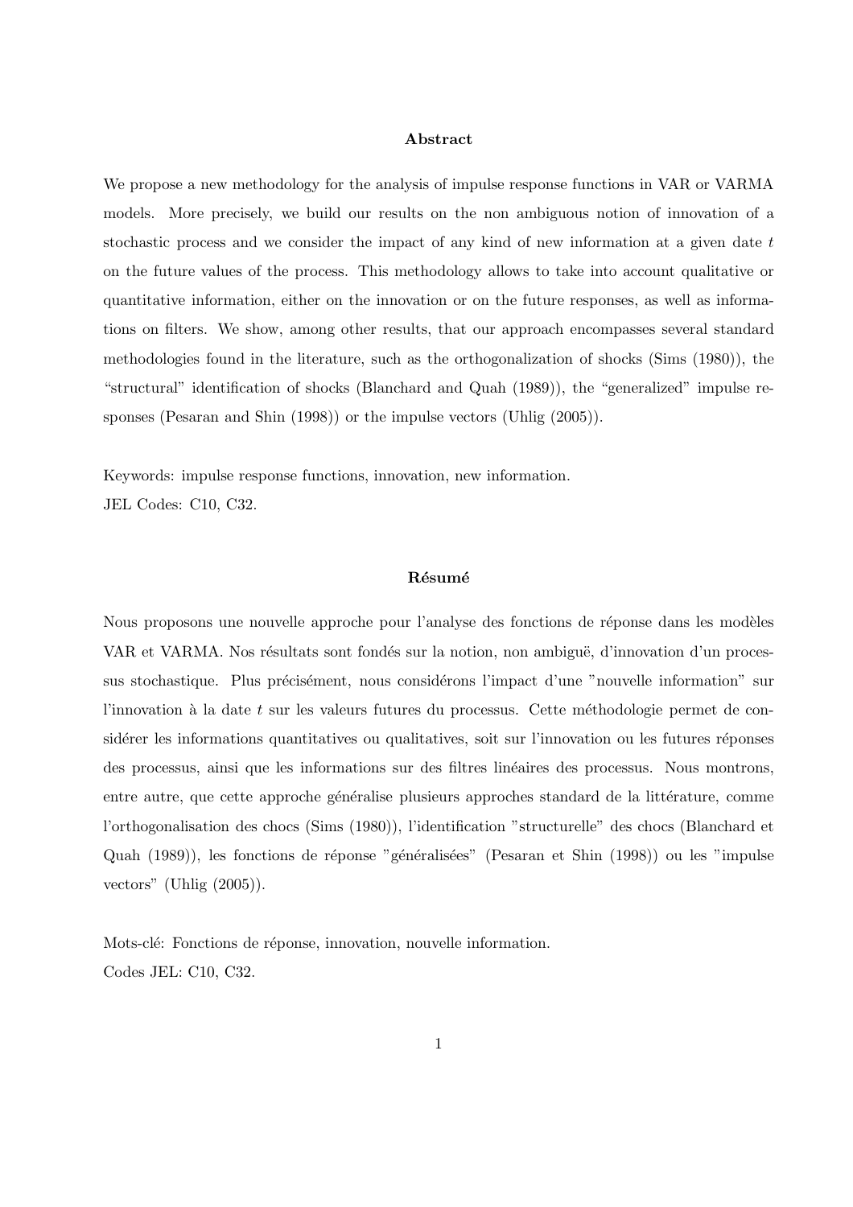## Abstract

We propose a new methodology for the analysis of impulse response functions in VAR or VARMA models. More precisely, we build our results on the non ambiguous notion of innovation of a stochastic process and we consider the impact of any kind of new information at a given date $t$ on the future values of the process. This methodology allows to take into account qualitative or quantitative information, either on the innovation or on the future responses, as well as informations on filters. We show, among other results, that our approach encompasses several standard methodologies found in the literature, such as the orthogonalization of shocks (Sims (1980)), the "structural" identification of shocks (Blanchard and Quah (1989)), the "generalized" impulse responses (Pesaran and Shin (1998)) or the impulse vectors (Uhlig (2005)).

Keywords: impulse response functions, innovation, new information.
JEL Codes: C10, C32.

## Résumé

Nous proposons une nouvelle approche pour l'analyse des fonctions de réponse dans les modèles VAR et VARMA. Nos résultats sont fondés sur la notion, non ambiguë, d'innovation d'un processus stochastique. Plus précisément, nous considérons l'impact d'une "nouvelle information" sur l'innovation à la date $t$ sur les valeurs futures du processus. Cette méthodologie permet de considérer les informations quantitatives ou qualitatives, soit sur l'innovation ou les futures réponses des processus, ainsi que les informations sur des filtres linéaires des processus. Nous montrons, entre autre, que cette approche généralise plusieurs approches standard de la littérature, comme l'orthogonalisation des chocs (Sims (1980)), l'identification "structurelle" des chocs (Blanchard et Quah (1989)), les fonctions de réponse "généralisées" (Pesaran et Shin (1998)) ou les "impulse vectors" (Uhlig (2005)).

Mots-clé: Fonctions de réponse, innovation, nouvelle information.
Codes JEL: C10, C32.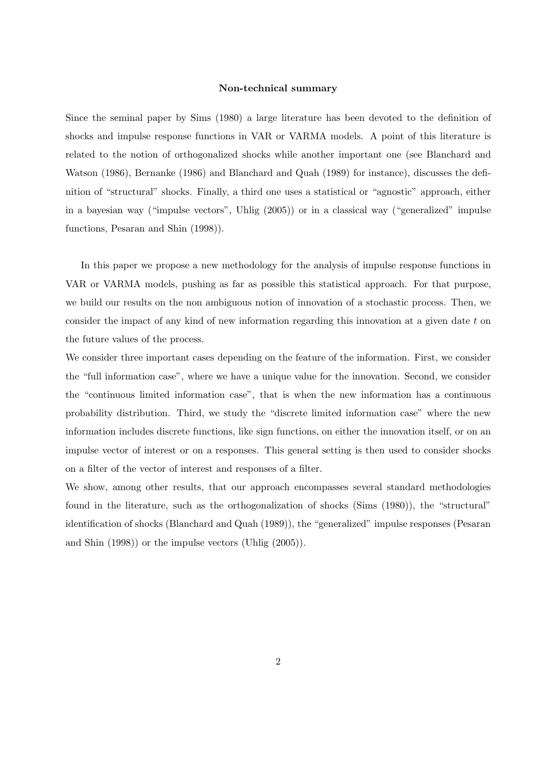## Non-technical summary

Since the seminal paper by Sims (1980) a large literature has been devoted to the definition of shocks and impulse response functions in VAR or VARMA models. A point of this literature is related to the notion of orthogonalized shocks while another important one (see Blanchard and Watson (1986), Bernanke (1986) and Blanchard and Quah (1989) for instance), discusses the definition of "structural" shocks. Finally, a third one uses a statistical or "agnostic" approach, either in a bayesian way ("impulse vectors", Uhlig (2005)) or in a classical way ("generalized" impulse functions, Pesaran and Shin (1998)).

In this paper we propose a new methodology for the analysis of impulse response functions in VAR or VARMA models, pushing as far as possible this statistical approach. For that purpose, we build our results on the non ambiguous notion of innovation of a stochastic process. Then, we consider the impact of any kind of new information regarding this innovation at a given date $t$ on the future values of the process.

We consider three important cases depending on the feature of the information. First, we consider the "full information case", where we have a unique value for the innovation. Second, we consider the "continuous limited information case", that is when the new information has a continuous probability distribution. Third, we study the "discrete limited information case" where the new information includes discrete functions, like sign functions, on either the innovation itself, or on an impulse vector of interest or on a responses. This general setting is then used to consider shocks on a filter of the vector of interest and responses of a filter.

We show, among other results, that our approach encompasses several standard methodologies found in the literature, such as the orthogonalization of shocks (Sims (1980)), the "structural" identification of shocks (Blanchard and Quah (1989)), the "generalized" impulse responses (Pesaran and Shin (1998)) or the impulse vectors (Uhlig (2005)).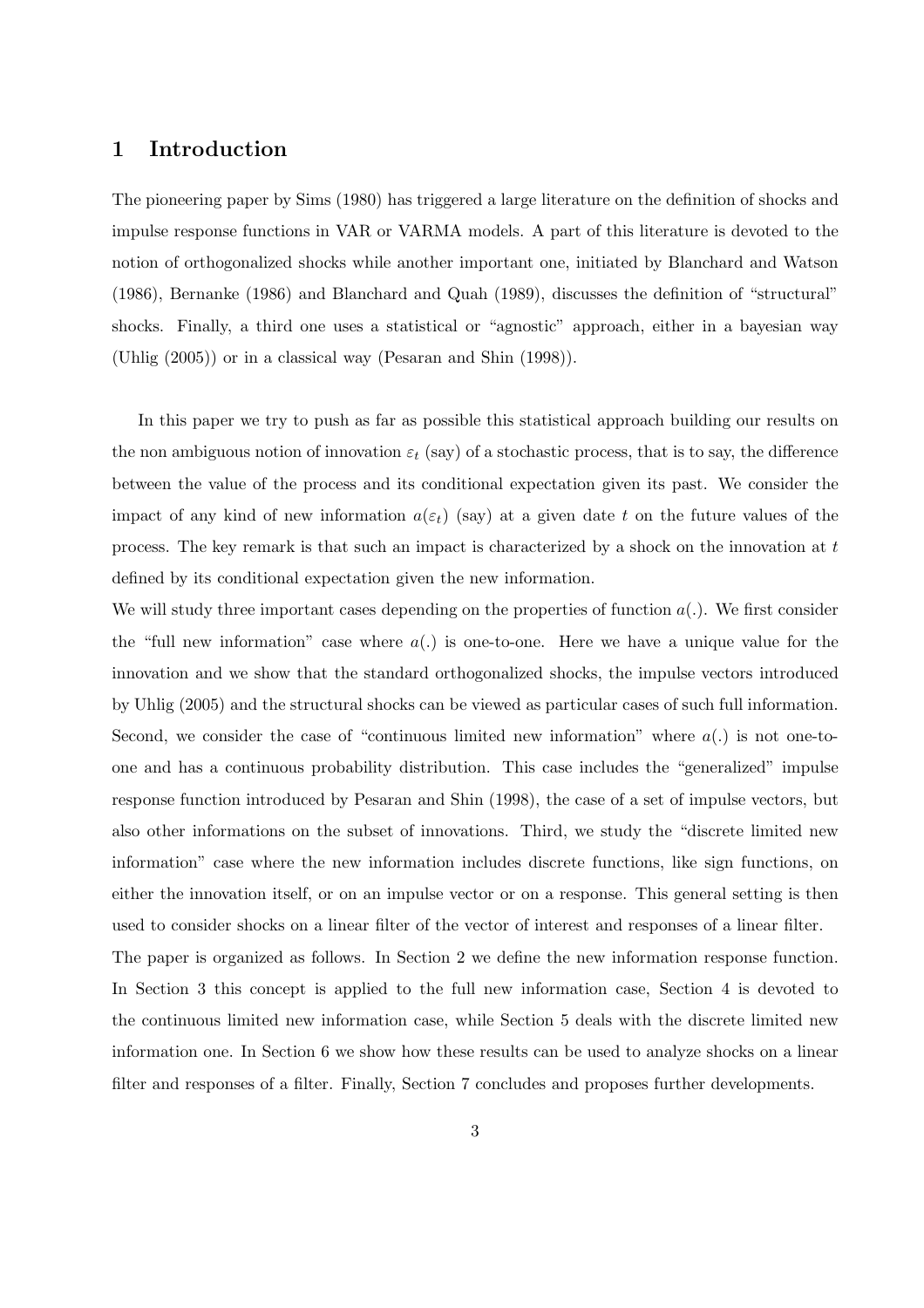# 1 Introduction

The pioneering paper by Sims (1980) has triggered a large literature on the definition of shocks and impulse response functions in VAR or VARMA models. A part of this literature is devoted to the notion of orthogonalized shocks while another important one, initiated by Blanchard and Watson (1986), Bernanke (1986) and Blanchard and Quah (1989), discusses the definition of "structural" shocks. Finally, a third one uses a statistical or "agnostic" approach, either in a bayesian way (Uhlig (2005)) or in a classical way (Pesaran and Shin (1998)).

In this paper we try to push as far as possible this statistical approach building our results on the non ambiguous notion of innovation $\varepsilon_t$ (say) of a stochastic process, that is to say, the difference between the value of the process and its conditional expectation given its past. We consider the impact of any kind of new information $a(\varepsilon_t)$ (say) at a given date $t$ on the future values of the process. The key remark is that such an impact is characterized by a shock on the innovation at $t$ defined by its conditional expectation given the new information.

We will study three important cases depending on the properties of function $a(.)$. We first consider the "full new information" case where $a(.)$ is one-to-one. Here we have a unique value for the innovation and we show that the standard orthogonalized shocks, the impulse vectors introduced by Uhlig (2005) and the structural shocks can be viewed as particular cases of such full information. Second, we consider the case of "continuous limited new information" where $a(.)$ is not one-to-one and has a continuous probability distribution. This case includes the "generalized" impulse response function introduced by Pesaran and Shin (1998), the case of a set of impulse vectors, but also other informations on the subset of innovations. Third, we study the "discrete limited new information" case where the new information includes discrete functions, like sign functions, on either the innovation itself, or on an impulse vector or on a response. This general setting is then used to consider shocks on a linear filter of the vector of interest and responses of a linear filter.

The paper is organized as follows. In Section 2 we define the new information response function. In Section 3 this concept is applied to the full new information case, Section 4 is devoted to the continuous limited new information case, while Section 5 deals with the discrete limited new information one. In Section 6 we show how these results can be used to analyze shocks on a linear filter and responses of a filter. Finally, Section 7 concludes and proposes further developments.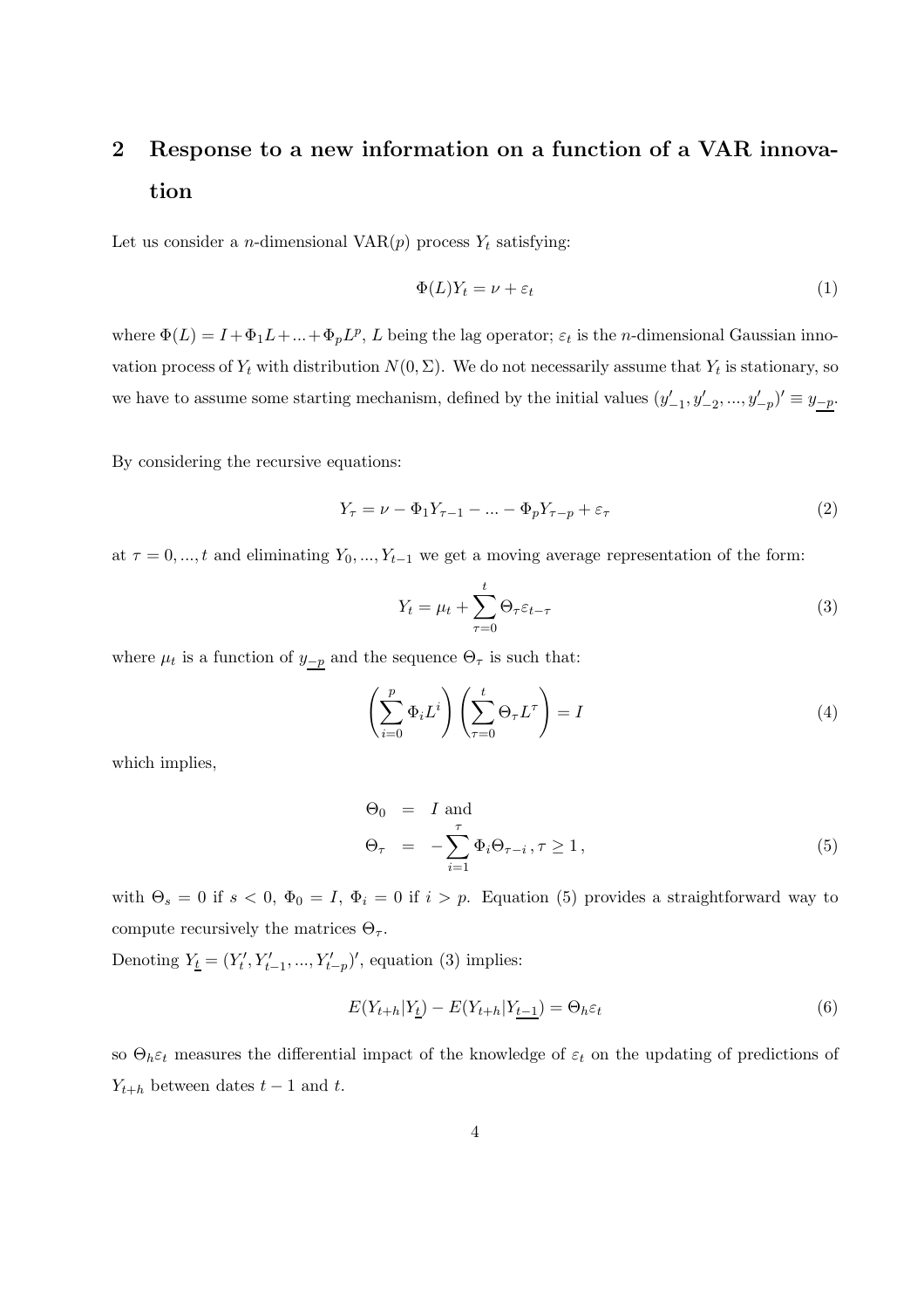## 2 Response to a new information on a function of a VAR innovation

Let us consider a $n$-dimensional VAR($p$) process $Y_t$ satisfying:

$$\Phi(L)Y_t = \nu + \varepsilon_t \tag{1}$$

where $\Phi(L) = I + \Phi_1 L + ... + \Phi_p L^p$, $L$ being the lag operator; $\varepsilon_t$ is the $n$-dimensional Gaussian innovation process of $Y_t$ with distribution $N(0, \Sigma)$. We do not necessarily assume that $Y_t$ is stationary, so we have to assume some starting mechanism, defined by the initial values $(y'_{-1}, y'_{-2}, ..., y'_{-p})' \equiv y_{\underline{-p}}$.

By considering the recursive equations:

$$Y_\tau = \nu - \Phi_1 Y_{\tau-1} - ... - \Phi_p Y_{\tau-p} + \varepsilon_\tau \tag{2}$$

at $\tau = 0, ..., t$ and eliminating $Y_0, ..., Y_{t-1}$ we get a moving average representation of the form:

$$Y_t = \mu_t + \sum_{\tau=0}^{t} \Theta_\tau \varepsilon_{t-\tau} \tag{3}$$

where $\mu_t$ is a function of $y_{\underline{-p}}$ and the sequence $\Theta_\tau$ is such that:

$$\left( \sum_{i=0}^{p} \Phi_i L^i \right) \left( \sum_{\tau=0}^{t} \Theta_\tau L^\tau \right) = I \tag{4}$$

which implies,

$$\begin{aligned} \Theta_0 &= I \text{ and} \\ \Theta_\tau &= -\sum_{i=1}^{\tau} \Phi_i \Theta_{\tau-i}, \tau \geq 1, \end{aligned} \tag{5}$$

with $\Theta_s = 0$ if $s < 0$, $\Phi_0 = I$, $\Phi_i = 0$ if $i > p$. Equation (5) provides a straightforward way to compute recursively the matrices $\Theta_\tau$.

Denoting $Y_{\underline{t}} = (Y'_t, Y'_{t-1}, ..., Y'_{t-p})'$, equation (3) implies:

$$E(Y_{t+h}|Y_{\underline{t}}) - E(Y_{t+h}|Y_{\underline{t-1}}) = \Theta_h \varepsilon_t \tag{6}$$

so $\Theta_h \varepsilon_t$ measures the differential impact of the knowledge of $\varepsilon_t$ on the updating of predictions of $Y_{t+h}$ between dates $t-1$ and $t$.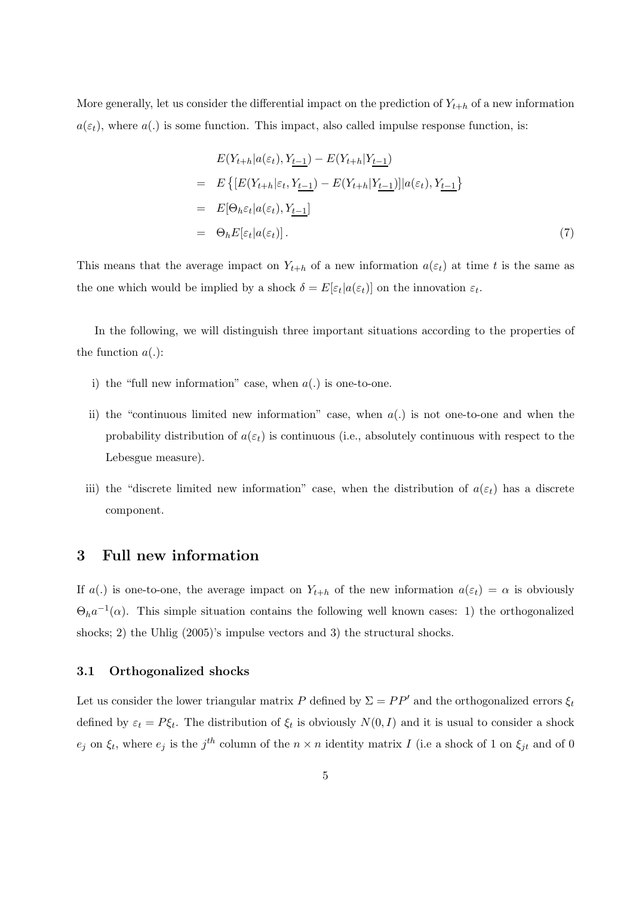More generally, let us consider the differential impact on the prediction of $Y_{t+h}$ of a new information $a(\varepsilon_t)$, where $a(.)$ is some function. This impact, also called impulse response function, is:

$$
\begin{aligned}
& E(Y_{t+h}|a(\varepsilon_t), \underline{Y_{t-1}}) - E(Y_{t+h}|\underline{Y_{t-1}}) \\
= \; & E\left\{[E(Y_{t+h}|\varepsilon_t, \underline{Y_{t-1}}) - E(Y_{t+h}|\underline{Y_{t-1}})]|a(\varepsilon_t), \underline{Y_{t-1}}\right\} \\
= \; & E[\Theta_h \varepsilon_t | a(\varepsilon_t), \underline{Y_{t-1}}] \\
= \; & \Theta_h E[\varepsilon_t | a(\varepsilon_t)] \, . \qquad (7)
\end{aligned}
$$

This means that the average impact on $Y_{t+h}$ of a new information $a(\varepsilon_t)$ at time $t$ is the same as the one which would be implied by a shock $\delta = E[\varepsilon_t|a(\varepsilon_t)]$ on the innovation $\varepsilon_t$.

In the following, we will distinguish three important situations according to the properties of the function $a(.)$:

i) the "full new information" case, when $a(.)$ is one-to-one.

ii) the "continuous limited new information" case, when $a(.)$ is not one-to-one and when the probability distribution of $a(\varepsilon_t)$ is continuous (i.e., absolutely continuous with respect to the Lebesgue measure).

iii) the "discrete limited new information" case, when the distribution of $a(\varepsilon_t)$ has a discrete component.

# 3 Full new information

If $a(.)$ is one-to-one, the average impact on $Y_{t+h}$ of the new information $a(\varepsilon_t) = \alpha$ is obviously $\Theta_h a^{-1}(\alpha)$. This simple situation contains the following well known cases: 1) the orthogonalized shocks; 2) the Uhlig (2005)'s impulse vectors and 3) the structural shocks.

## 3.1 Orthogonalized shocks

Let us consider the lower triangular matrix $P$ defined by $\Sigma = PP'$ and the orthogonalized errors $\xi_t$ defined by $\varepsilon_t = P\xi_t$. The distribution of $\xi_t$ is obviously $N(0, I)$ and it is usual to consider a shock $e_j$ on $\xi_t$, where $e_j$ is the $j^{th}$ column of the $n \times n$ identity matrix $I$ (i.e a shock of 1 on $\xi_{jt}$ and of 0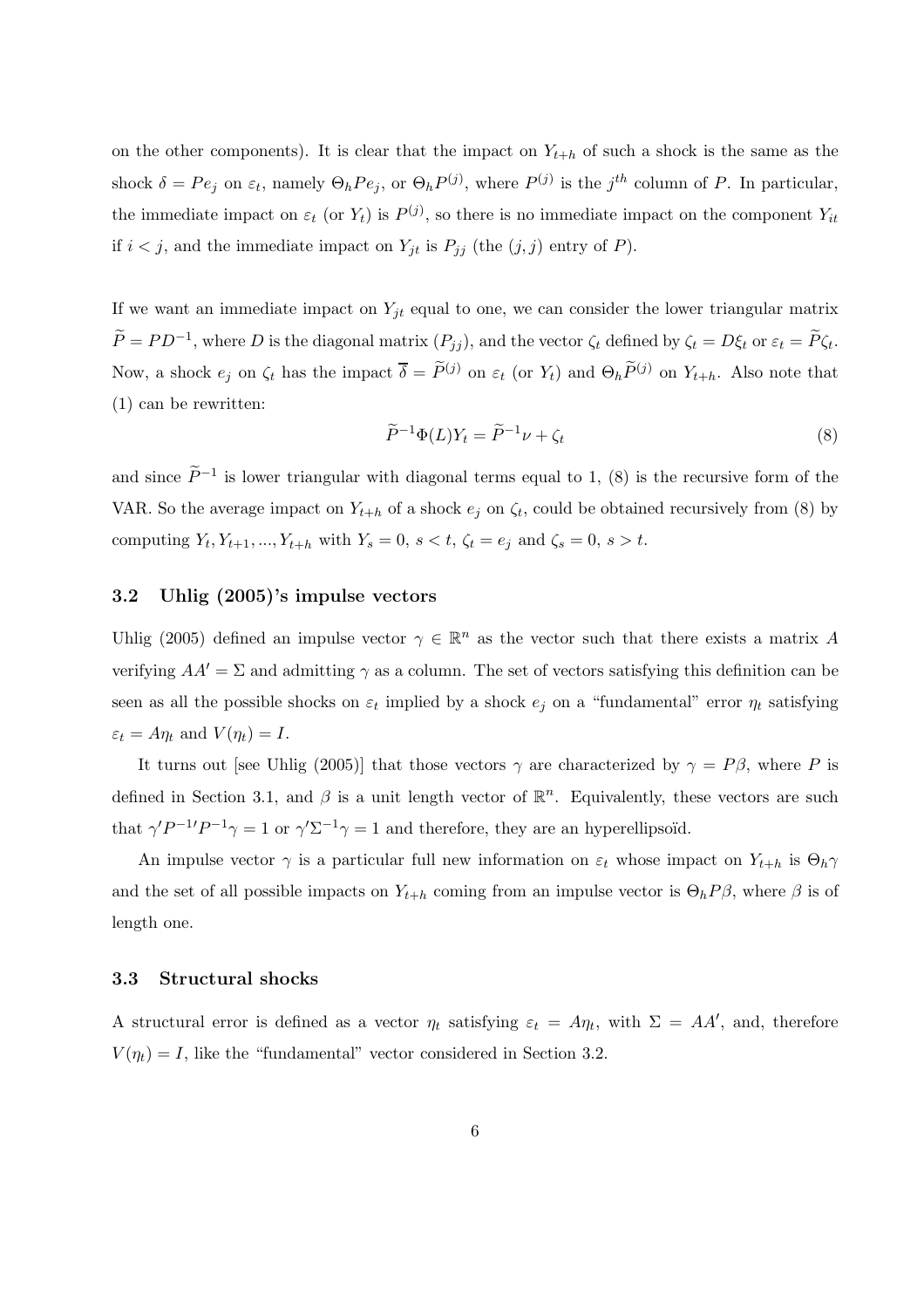on the other components). It is clear that the impact on $Y_{t+h}$ of such a shock is the same as the shock $\delta = Pe_j$ on $\varepsilon_t$, namely $\Theta_h Pe_j$, or $\Theta_h P^{(j)}$, where $P^{(j)}$ is the $j^{th}$ column of $P$. In particular, the immediate impact on $\varepsilon_t$ (or $Y_t$) is $P^{(j)}$, so there is no immediate impact on the component $Y_{it}$ if $i < j$, and the immediate impact on $Y_{jt}$ is $P_{jj}$ (the $(j, j)$ entry of $P$).

If we want an immediate impact on $Y_{jt}$ equal to one, we can consider the lower triangular matrix $\widetilde{P} = PD^{-1}$, where $D$ is the diagonal matrix $(P_{jj})$, and the vector $\zeta_t$ defined by $\zeta_t = D\xi_t$ or $\varepsilon_t = \widetilde{P}\zeta_t$. Now, a shock $e_j$ on $\zeta_t$ has the impact $\overline{\delta} = \widetilde{P}^{(j)}$ on $\varepsilon_t$ (or $Y_t$) and $\Theta_h \widetilde{P}^{(j)}$ on $Y_{t+h}$. Also note that (1) can be rewritten:

$$\widetilde{P}^{-1}\Phi(L)Y_t = \widetilde{P}^{-1}\nu + \zeta_t \tag{8}$$

and since $\widetilde{P}^{-1}$ is lower triangular with diagonal terms equal to 1, (8) is the recursive form of the VAR. So the average impact on $Y_{t+h}$ of a shock $e_j$ on $\zeta_t$, could be obtained recursively from (8) by computing $Y_t, Y_{t+1}, ..., Y_{t+h}$ with $Y_s = 0$, $s < t$, $\zeta_t = e_j$ and $\zeta_s = 0$, $s > t$.

### 3.2 Uhlig (2005)'s impulse vectors

Uhlig (2005) defined an impulse vector $\gamma \in \mathbb{R}^n$ as the vector such that there exists a matrix $A$ verifying $AA' = \Sigma$ and admitting $\gamma$ as a column. The set of vectors satisfying this definition can be seen as all the possible shocks on $\varepsilon_t$ implied by a shock $e_j$ on a "fundamental" error $\eta_t$ satisfying $\varepsilon_t = A\eta_t$ and $V(\eta_t) = I$.

It turns out [see Uhlig (2005)] that those vectors $\gamma$ are characterized by $\gamma = P\beta$, where $P$ is defined in Section 3.1, and $\beta$ is a unit length vector of $\mathbb{R}^n$. Equivalently, these vectors are such that $\gamma' P^{-1\prime} P^{-1}\gamma = 1$ or $\gamma'\Sigma^{-1}\gamma = 1$ and therefore, they are an hyperellipsoïd.

An impulse vector $\gamma$ is a particular full new information on $\varepsilon_t$ whose impact on $Y_{t+h}$ is $\Theta_h\gamma$ and the set of all possible impacts on $Y_{t+h}$ coming from an impulse vector is $\Theta_h P\beta$, where $\beta$ is of length one.

### 3.3 Structural shocks

A structural error is defined as a vector $\eta_t$ satisfying $\varepsilon_t = A\eta_t$, with $\Sigma = AA'$, and, therefore $V(\eta_t) = I$, like the "fundamental" vector considered in Section 3.2.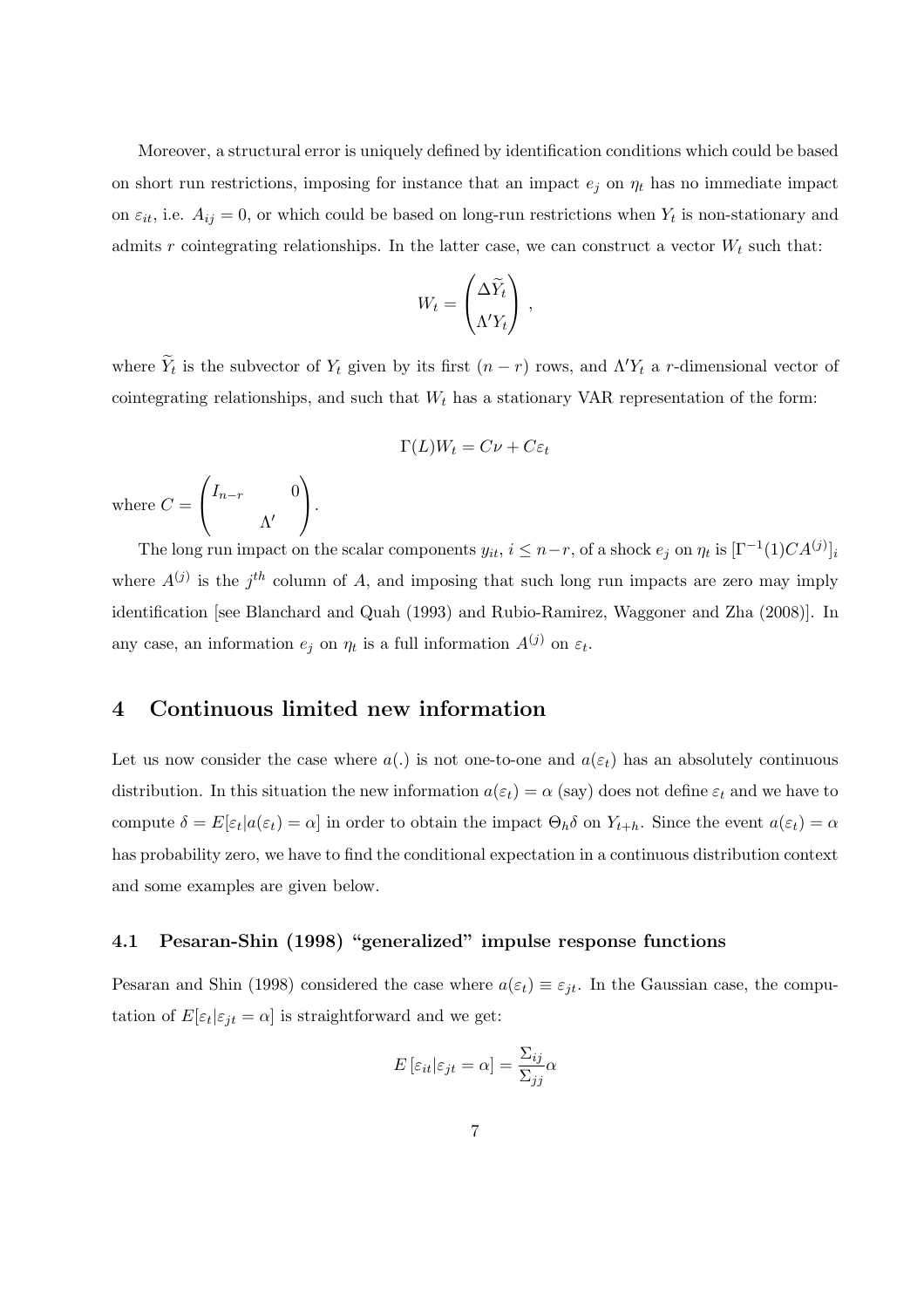Moreover, a structural error is uniquely defined by identification conditions which could be based on short run restrictions, imposing for instance that an impact $e_j$ on $\eta_t$ has no immediate impact on $\varepsilon_{it}$, i.e. $A_{ij} = 0$, or which could be based on long-run restrictions when $Y_t$ is non-stationary and admits $r$ cointegrating relationships. In the latter case, we can construct a vector $W_t$ such that:

$$W_t = \begin{pmatrix} \Delta \widetilde{Y}_t \\ \Lambda' Y_t \end{pmatrix} ,$$

where $\widetilde{Y}_t$ is the subvector of $Y_t$ given by its first $(n-r)$ rows, and $\Lambda' Y_t$ a $r$-dimensional vector of cointegrating relationships, and such that $W_t$ has a stationary VAR representation of the form:

$$\Gamma(L) W_t = C\nu + C\varepsilon_t$$

where $C = \begin{pmatrix} I_{n-r} & 0 \\ & \Lambda' \end{pmatrix}$.

The long run impact on the scalar components $y_{it}$, $i \leq n-r$, of a shock $e_j$ on $\eta_t$ is $[\Gamma^{-1}(1) C A^{(j)}]_i$ where $A^{(j)}$ is the $j^{th}$ column of $A$, and imposing that such long run impacts are zero may imply identification [see Blanchard and Quah (1993) and Rubio-Ramirez, Waggoner and Zha (2008)]. In any case, an information $e_j$ on $\eta_t$ is a full information $A^{(j)}$ on $\varepsilon_t$.

# 4 Continuous limited new information

Let us now consider the case where $a(.)$ is not one-to-one and $a(\varepsilon_t)$ has an absolutely continuous distribution. In this situation the new information $a(\varepsilon_t) = \alpha$ (say) does not define $\varepsilon_t$ and we have to compute $\delta = E[\varepsilon_t | a(\varepsilon_t) = \alpha]$ in order to obtain the impact $\Theta_h \delta$ on $Y_{t+h}$. Since the event $a(\varepsilon_t) = \alpha$ has probability zero, we have to find the conditional expectation in a continuous distribution context and some examples are given below.

## 4.1 Pesaran-Shin (1998) "generalized" impulse response functions

Pesaran and Shin (1998) considered the case where $a(\varepsilon_t) \equiv \varepsilon_{jt}$. In the Gaussian case, the computation of $E[\varepsilon_t | \varepsilon_{jt} = \alpha]$ is straightforward and we get:

$$E\left[\varepsilon_{it} | \varepsilon_{jt} = \alpha\right] = \frac{\Sigma_{ij}}{\Sigma_{jj}} \alpha$$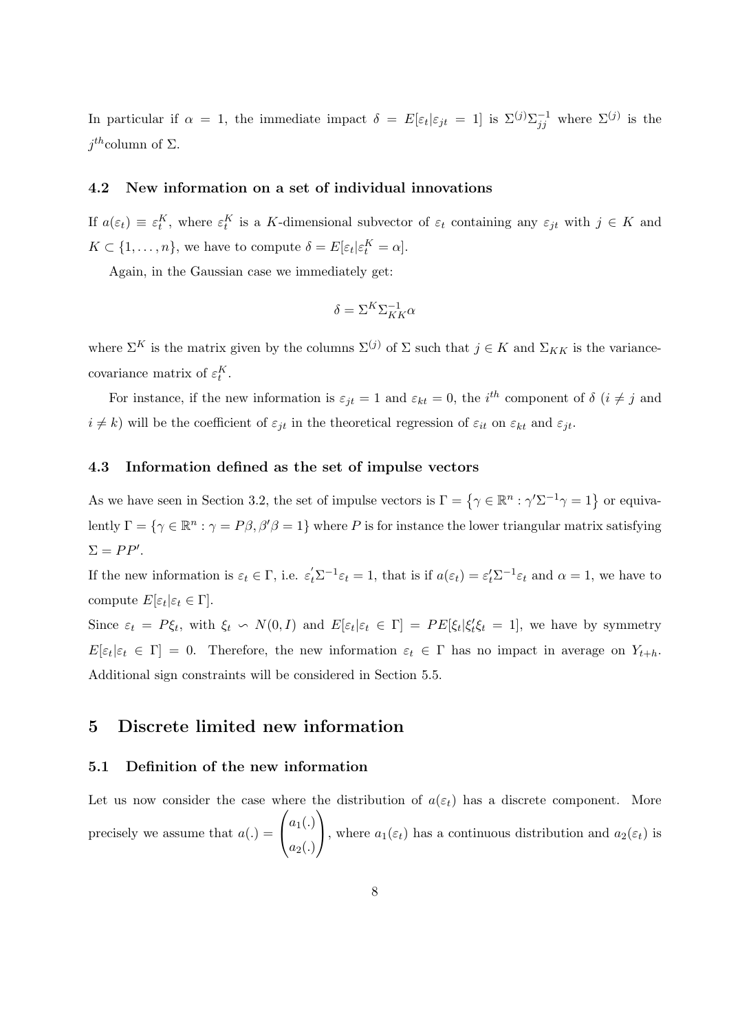In particular if $\alpha = 1$, the immediate impact $\delta = E[\varepsilon_t | \varepsilon_{jt} = 1]$ is $\Sigma^{(j)} \Sigma_{jj}^{-1}$ where $\Sigma^{(j)}$ is the $j^{th}$column of $\Sigma$.

### 4.2 New information on a set of individual innovations

If $a(\varepsilon_t) \equiv \varepsilon_t^K$, where $\varepsilon_t^K$ is a $K$-dimensional subvector of $\varepsilon_t$ containing any $\varepsilon_{jt}$ with $j \in K$ and $K \subset \{1, \ldots, n\}$, we have to compute $\delta = E[\varepsilon_t | \varepsilon_t^K = \alpha]$.

Again, in the Gaussian case we immediately get:

$$\delta = \Sigma^K \Sigma_{KK}^{-1} \alpha$$

where $\Sigma^K$ is the matrix given by the columns $\Sigma^{(j)}$ of $\Sigma$ such that $j \in K$ and $\Sigma_{KK}$ is the variance-covariance matrix of $\varepsilon_t^K$.

For instance, if the new information is $\varepsilon_{jt} = 1$ and $\varepsilon_{kt} = 0$, the $i^{th}$ component of $\delta$ ($i \neq j$ and $i \neq k$) will be the coefficient of $\varepsilon_{jt}$ in the theoretical regression of $\varepsilon_{it}$ on $\varepsilon_{kt}$ and $\varepsilon_{jt}$.

### 4.3 Information defined as the set of impulse vectors

As we have seen in Section 3.2, the set of impulse vectors is $\Gamma = \left\{\gamma \in \mathbb{R}^n : \gamma' \Sigma^{-1} \gamma = 1\right\}$ or equivalently $\Gamma = \{\gamma \in \mathbb{R}^n : \gamma = P\beta, \beta'\beta = 1\}$ where $P$ is for instance the lower triangular matrix satisfying $\Sigma = PP'$.

If the new information is $\varepsilon_t \in \Gamma$, i.e. $\varepsilon_t' \Sigma^{-1} \varepsilon_t = 1$, that is if $a(\varepsilon_t) = \varepsilon_t' \Sigma^{-1} \varepsilon_t$ and $\alpha = 1$, we have to compute $E[\varepsilon_t | \varepsilon_t \in \Gamma]$.

Since $\varepsilon_t = P\xi_t$, with $\xi_t \backsim N(0, I)$ and $E[\varepsilon_t | \varepsilon_t \in \Gamma] = PE[\xi_t | \xi_t' \xi_t = 1]$, we have by symmetry $E[\varepsilon_t | \varepsilon_t \in \Gamma] = 0$. Therefore, the new information $\varepsilon_t \in \Gamma$ has no impact in average on $Y_{t+h}$. Additional sign constraints will be considered in Section 5.5.

## 5 Discrete limited new information

### 5.1 Definition of the new information

Let us now consider the case where the distribution of $a(\varepsilon_t)$ has a discrete component. More precisely we assume that $a(.) = \begin{pmatrix} a_1(.) \\ a_2(.) \end{pmatrix}$, where $a_1(\varepsilon_t)$ has a continuous distribution and $a_2(\varepsilon_t)$ is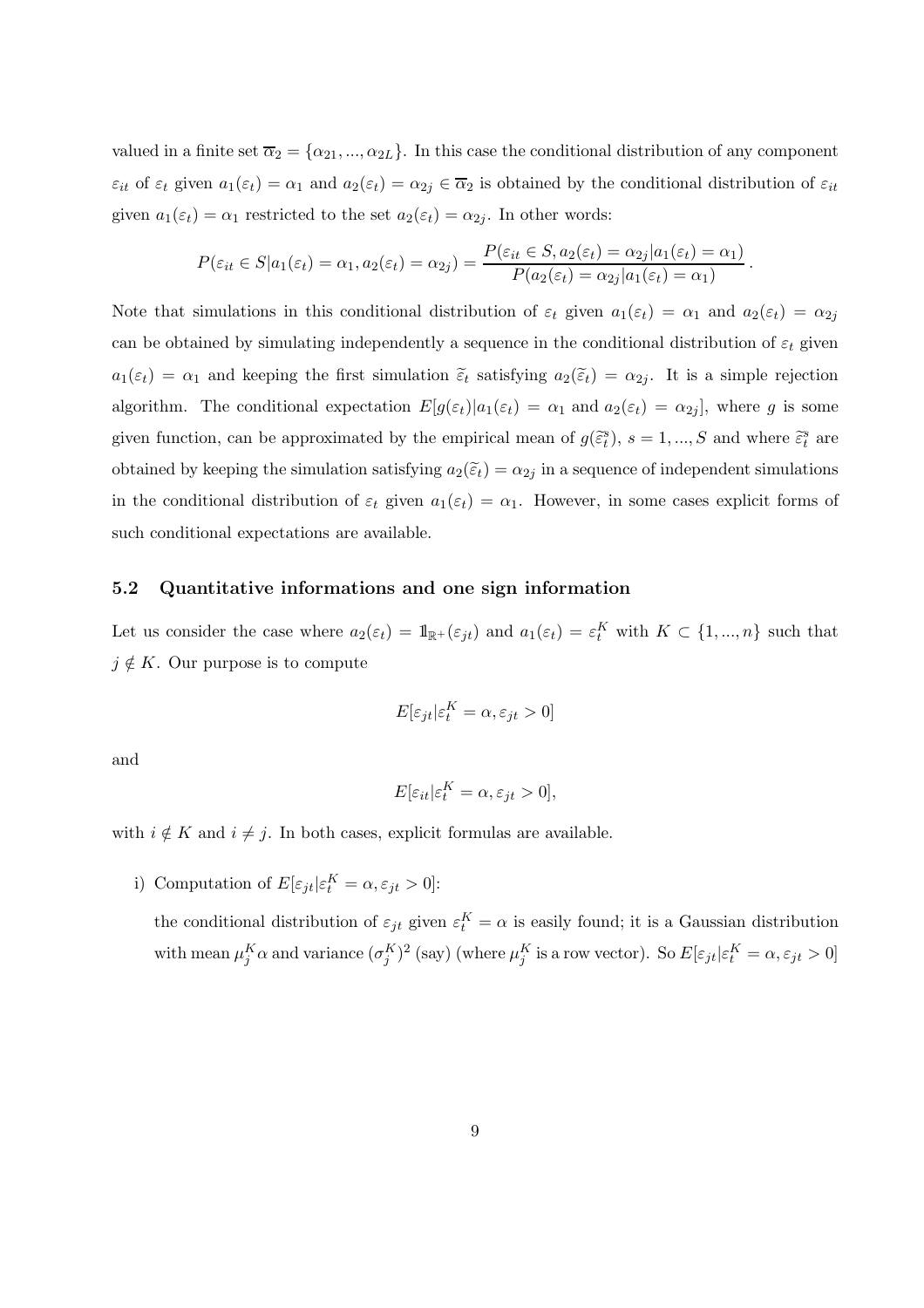valued in a finite set $\overline{\alpha}_2 = \{\alpha_{21}, ..., \alpha_{2L}\}$. In this case the conditional distribution of any component $\varepsilon_{it}$ of $\varepsilon_t$ given $a_1(\varepsilon_t) = \alpha_1$ and $a_2(\varepsilon_t) = \alpha_{2j} \in \overline{\alpha}_2$ is obtained by the conditional distribution of $\varepsilon_{it}$ given $a_1(\varepsilon_t) = \alpha_1$ restricted to the set $a_2(\varepsilon_t) = \alpha_{2j}$. In other words:

$$P(\varepsilon_{it} \in S | a_1(\varepsilon_t) = \alpha_1, a_2(\varepsilon_t) = \alpha_{2j}) = \frac{P(\varepsilon_{it} \in S, a_2(\varepsilon_t) = \alpha_{2j} | a_1(\varepsilon_t) = \alpha_1)}{P(a_2(\varepsilon_t) = \alpha_{2j} | a_1(\varepsilon_t) = \alpha_1)}.$$

Note that simulations in this conditional distribution of $\varepsilon_t$ given $a_1(\varepsilon_t) = \alpha_1$ and $a_2(\varepsilon_t) = \alpha_{2j}$ can be obtained by simulating independently a sequence in the conditional distribution of $\varepsilon_t$ given $a_1(\varepsilon_t) = \alpha_1$ and keeping the first simulation $\widetilde{\varepsilon}_t$ satisfying $a_2(\widetilde{\varepsilon}_t) = \alpha_{2j}$. It is a simple rejection algorithm. The conditional expectation $E[g(\varepsilon_t) | a_1(\varepsilon_t) = \alpha_1 \text{ and } a_2(\varepsilon_t) = \alpha_{2j}]$, where $g$ is some given function, can be approximated by the empirical mean of $g(\widetilde{\varepsilon}_t^s)$, $s = 1, ..., S$ and where $\widetilde{\varepsilon}_t^s$ are obtained by keeping the simulation satisfying $a_2(\widetilde{\varepsilon}_t) = \alpha_{2j}$ in a sequence of independent simulations in the conditional distribution of $\varepsilon_t$ given $a_1(\varepsilon_t) = \alpha_1$. However, in some cases explicit forms of such conditional expectations are available.

### 5.2 Quantitative informations and one sign information

Let us consider the case where $a_2(\varepsilon_t) = 1\!\!1_{\mathbb{R}^+}(\varepsilon_{jt})$ and $a_1(\varepsilon_t) = \varepsilon_t^K$ with $K \subset \{1, ..., n\}$ such that $j \notin K$. Our purpose is to compute

$$E[\varepsilon_{jt} | \varepsilon_t^K = \alpha, \varepsilon_{jt} > 0]$$

and

$$E[\varepsilon_{it} | \varepsilon_t^K = \alpha, \varepsilon_{jt} > 0],$$

with $i \notin K$ and $i \neq j$. In both cases, explicit formulas are available.

i) Computation of $E[\varepsilon_{jt} | \varepsilon_t^K = \alpha, \varepsilon_{jt} > 0]$:

   the conditional distribution of $\varepsilon_{jt}$ given $\varepsilon_t^K = \alpha$ is easily found; it is a Gaussian distribution with mean $\mu_j^K \alpha$ and variance $(\sigma_j^K)^2$ (say) (where $\mu_j^K$ is a row vector). So $E[\varepsilon_{jt} | \varepsilon_t^K = \alpha, \varepsilon_{jt} > 0]$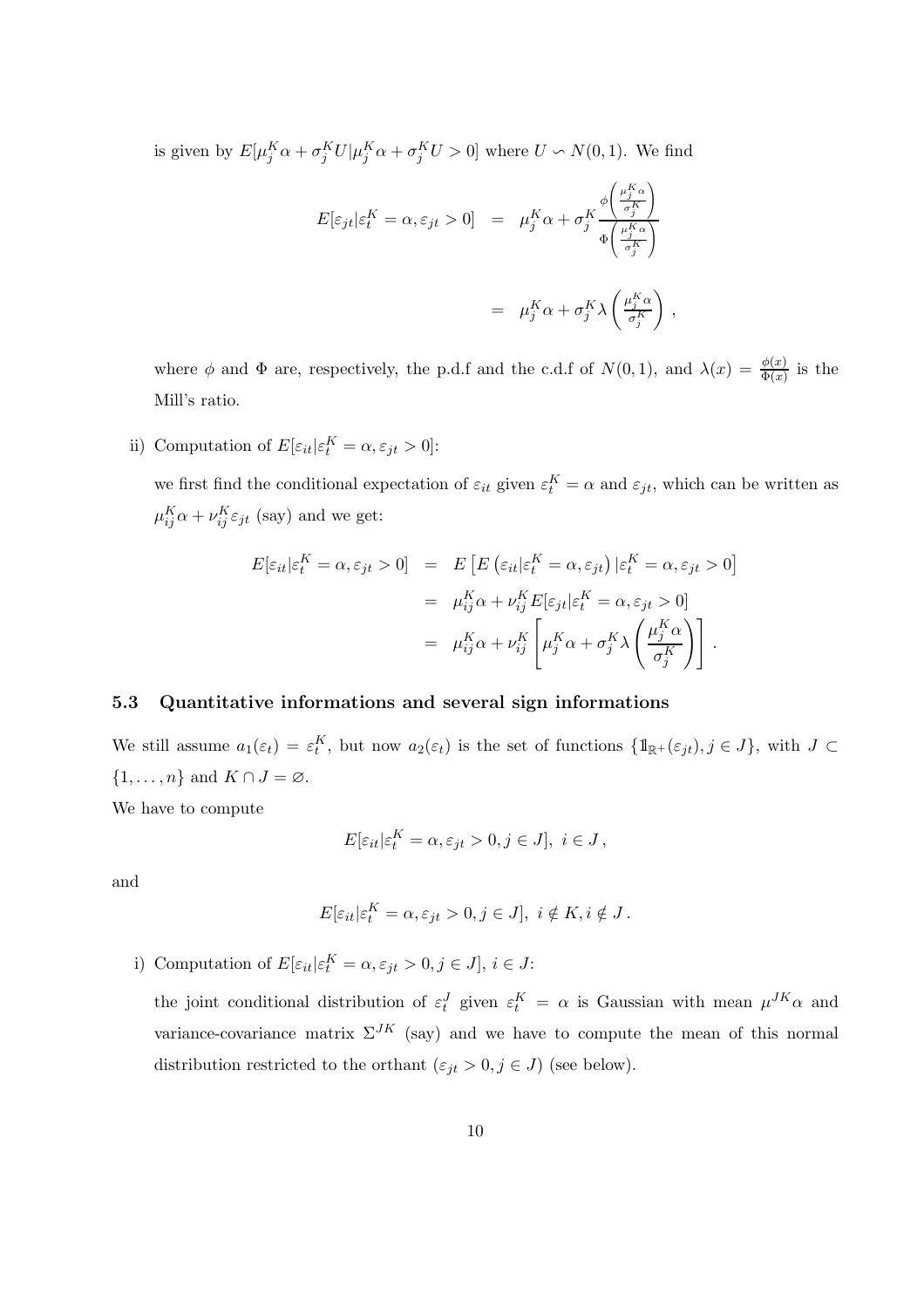is given by $E[\mu_j^K \alpha + \sigma_j^K U | \mu_j^K \alpha + \sigma_j^K U > 0]$ where $U \backsim N(0,1)$. We find

$$
\begin{aligned}
E[\varepsilon_{jt} | \varepsilon_t^K = \alpha, \varepsilon_{jt} > 0] &= \mu_j^K \alpha + \sigma_j^K \frac{\phi\left(\frac{\mu_j^K \alpha}{\sigma_j^K}\right)}{\Phi\left(\frac{\mu_j^K \alpha}{\sigma_j^K}\right)} \\
&= \mu_j^K \alpha + \sigma_j^K \lambda\left(\frac{\mu_j^K \alpha}{\sigma_j^K}\right),
\end{aligned}
$$

where $\phi$ and $\Phi$ are, respectively, the p.d.f and the c.d.f of $N(0,1)$, and $\lambda(x) = \frac{\phi(x)}{\Phi(x)}$ is the Mill's ratio.

ii) Computation of $E[\varepsilon_{it} | \varepsilon_t^K = \alpha, \varepsilon_{jt} > 0]$:

we first find the conditional expectation of $\varepsilon_{it}$ given $\varepsilon_t^K = \alpha$ and $\varepsilon_{jt}$, which can be written as $\mu_{ij}^K \alpha + \nu_{ij}^K \varepsilon_{jt}$ (say) and we get:

$$
\begin{aligned}
E[\varepsilon_{it} | \varepsilon_t^K = \alpha, \varepsilon_{jt} > 0] &= E\left[E\left(\varepsilon_{it} | \varepsilon_t^K = \alpha, \varepsilon_{jt}\right) | \varepsilon_t^K = \alpha, \varepsilon_{jt} > 0\right] \\
&= \mu_{ij}^K \alpha + \nu_{ij}^K E[\varepsilon_{jt} | \varepsilon_t^K = \alpha, \varepsilon_{jt} > 0] \\
&= \mu_{ij}^K \alpha + \nu_{ij}^K \left[\mu_j^K \alpha + \sigma_j^K \lambda\left(\frac{\mu_j^K \alpha}{\sigma_j^K}\right)\right].
\end{aligned}
$$

### 5.3 Quantitative informations and several sign informations

We still assume $a_1(\varepsilon_t) = \varepsilon_t^K$, but now $a_2(\varepsilon_t)$ is the set of functions $\{\mathbb{1}_{\mathbb{R}^+}(\varepsilon_{jt}), j \in J\}$, with $J \subset \{1, \ldots, n\}$ and $K \cap J = \varnothing$.

We have to compute

$$
E[\varepsilon_{it} | \varepsilon_t^K = \alpha, \varepsilon_{jt} > 0, j \in J], \ i \in J,
$$

and

$$
E[\varepsilon_{it} | \varepsilon_t^K = \alpha, \varepsilon_{jt} > 0, j \in J], \ i \notin K, i \notin J.
$$

i) Computation of $E[\varepsilon_{it} | \varepsilon_t^K = \alpha, \varepsilon_{jt} > 0, j \in J]$, $i \in J$:

the joint conditional distribution of $\varepsilon_t^J$ given $\varepsilon_t^K = \alpha$ is Gaussian with mean $\mu^{JK}\alpha$ and variance-covariance matrix $\Sigma^{JK}$ (say) and we have to compute the mean of this normal distribution restricted to the orthant $(\varepsilon_{jt} > 0, j \in J)$ (see below).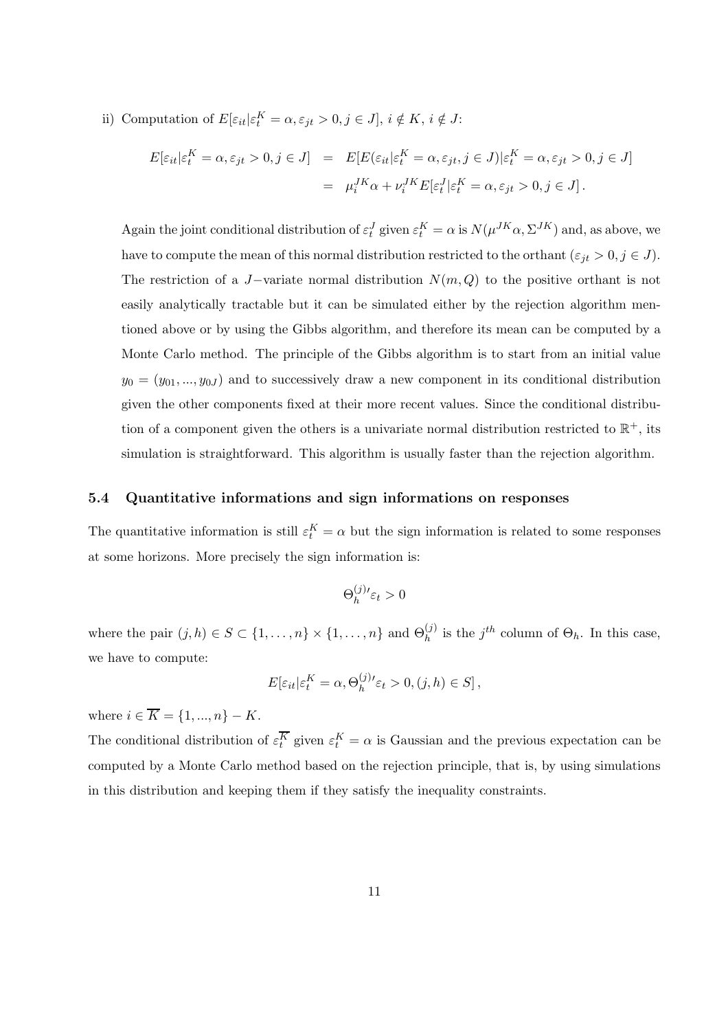ii) Computation of $E[\varepsilon_{it}|\varepsilon_t^K = \alpha, \varepsilon_{jt} > 0, j \in J]$, $i \notin K$, $i \notin J$:

$$
\begin{aligned}
E[\varepsilon_{it}|\varepsilon_t^K = \alpha, \varepsilon_{jt} > 0, j \in J] &= E[E(\varepsilon_{it}|\varepsilon_t^K = \alpha, \varepsilon_{jt}, j \in J)|\varepsilon_t^K = \alpha, \varepsilon_{jt} > 0, j \in J] \\
&= \mu_i^{JK}\alpha + \nu_i^{JK} E[\varepsilon_t^J|\varepsilon_t^K = \alpha, \varepsilon_{jt} > 0, j \in J] \,.
\end{aligned}
$$

Again the joint conditional distribution of $\varepsilon_t^J$ given $\varepsilon_t^K = \alpha$ is $N(\mu^{JK}\alpha, \Sigma^{JK})$ and, as above, we have to compute the mean of this normal distribution restricted to the orthant $(\varepsilon_{jt} > 0, j \in J)$. The restriction of a $J-$variate normal distribution $N(m, Q)$ to the positive orthant is not easily analytically tractable but it can be simulated either by the rejection algorithm mentioned above or by using the Gibbs algorithm, and therefore its mean can be computed by a Monte Carlo method. The principle of the Gibbs algorithm is to start from an initial value $y_0 = (y_{01}, ..., y_{0J})$ and to successively draw a new component in its conditional distribution given the other components fixed at their more recent values. Since the conditional distribution of a component given the others is a univariate normal distribution restricted to $\mathbb{R}^+$, its simulation is straightforward. This algorithm is usually faster than the rejection algorithm.

### 5.4 Quantitative informations and sign informations on responses

The quantitative information is still $\varepsilon_t^K = \alpha$ but the sign information is related to some responses at some horizons. More precisely the sign information is:

$$
\Theta_h^{(j)\prime}\varepsilon_t > 0
$$

where the pair $(j, h) \in S \subset \{1, \ldots, n\} \times \{1, \ldots, n\}$ and $\Theta_h^{(j)}$ is the $j^{th}$ column of $\Theta_h$. In this case, we have to compute:

$$
E[\varepsilon_{it}|\varepsilon_t^K = \alpha, \Theta_h^{(j)\prime}\varepsilon_t > 0, (j, h) \in S] \,,
$$

where $i \in \overline{K} = \{1, ..., n\} - K$.

The conditional distribution of $\varepsilon_t^{\overline{K}}$ given $\varepsilon_t^K = \alpha$ is Gaussian and the previous expectation can be computed by a Monte Carlo method based on the rejection principle, that is, by using simulations in this distribution and keeping them if they satisfy the inequality constraints.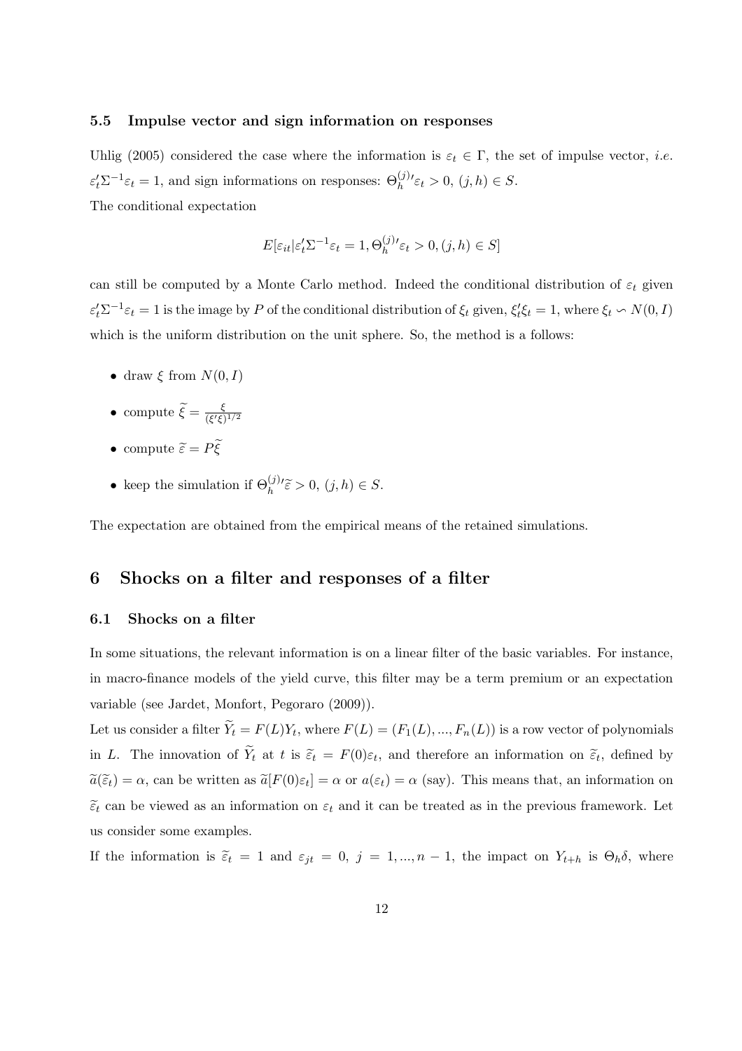### 5.5 Impulse vector and sign information on responses

Uhlig (2005) considered the case where the information is $\varepsilon_t \in \Gamma$, the set of impulse vector, *i.e.* $\varepsilon_t' \Sigma^{-1} \varepsilon_t = 1$, and sign informations on responses: $\Theta_h^{(j)\prime} \varepsilon_t > 0$, $(j,h) \in S$.
The conditional expectation

$$E[\varepsilon_{it} | \varepsilon_t' \Sigma^{-1} \varepsilon_t = 1, \Theta_h^{(j)\prime} \varepsilon_t > 0, (j,h) \in S]$$

can still be computed by a Monte Carlo method. Indeed the conditional distribution of $\varepsilon_t$ given $\varepsilon_t' \Sigma^{-1} \varepsilon_t = 1$ is the image by $P$ of the conditional distribution of $\xi_t$ given, $\xi_t' \xi_t = 1$, where $\xi_t \backsim N(0, I)$ which is the uniform distribution on the unit sphere. So, the method is a follows:

- draw $\xi$ from $N(0, I)$
- compute $\widetilde{\xi} = \frac{\xi}{(\xi' \xi)^{1/2}}$
- compute $\widetilde{\varepsilon} = P \widetilde{\xi}$
- keep the simulation if $\Theta_h^{(j)\prime} \widetilde{\varepsilon} > 0$, $(j,h) \in S$.

The expectation are obtained from the empirical means of the retained simulations.

## 6 Shocks on a filter and responses of a filter

### 6.1 Shocks on a filter

In some situations, the relevant information is on a linear filter of the basic variables. For instance, in macro-finance models of the yield curve, this filter may be a term premium or an expectation variable (see Jardet, Monfort, Pegoraro (2009)).
Let us consider a filter $\widetilde{Y}_t = F(L) Y_t$, where $F(L) = (F_1(L), ..., F_n(L))$ is a row vector of polynomials in $L$. The innovation of $\widetilde{Y}_t$ at $t$ is $\widetilde{\varepsilon}_t = F(0) \varepsilon_t$, and therefore an information on $\widetilde{\varepsilon}_t$, defined by $\widetilde{a}(\widetilde{\varepsilon}_t) = \alpha$, can be written as $\widetilde{a}[F(0) \varepsilon_t] = \alpha$ or $a(\varepsilon_t) = \alpha$ (say). This means that, an information on $\widetilde{\varepsilon}_t$ can be viewed as an information on $\varepsilon_t$ and it can be treated as in the previous framework. Let us consider some examples.
If the information is $\widetilde{\varepsilon}_t = 1$ and $\varepsilon_{jt} = 0$, $j = 1, ..., n-1$, the impact on $Y_{t+h}$ is $\Theta_h \delta$, where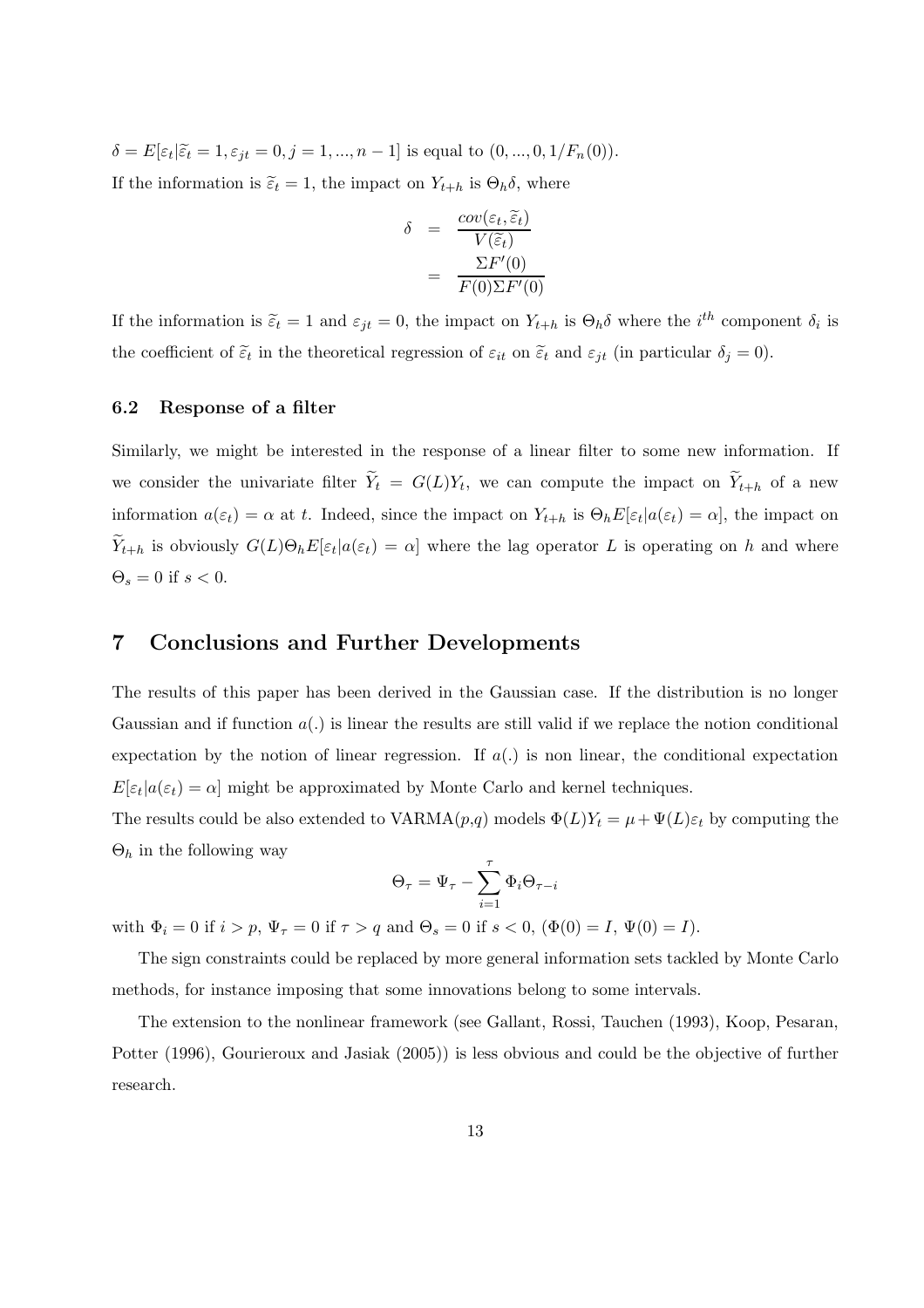$\delta = E[\varepsilon_t | \widetilde{\varepsilon}_t = 1, \varepsilon_{jt} = 0, j = 1, ..., n-1]$ is equal to $(0, ..., 0, 1/F_n(0))$.

If the information is $\widetilde{\varepsilon}_t = 1$, the impact on $Y_{t+h}$ is $\Theta_h \delta$, where

$$
\begin{aligned}
\delta &= \frac{cov(\varepsilon_t, \widetilde{\varepsilon}_t)}{V(\widetilde{\varepsilon}_t)} \\
&= \frac{\Sigma F'(0)}{F(0)\Sigma F'(0)}
\end{aligned}
$$

If the information is $\widetilde{\varepsilon}_t = 1$ and $\varepsilon_{jt} = 0$, the impact on $Y_{t+h}$ is $\Theta_h \delta$ where the $i^{th}$ component $\delta_i$ is the coefficient of $\widetilde{\varepsilon}_t$ in the theoretical regression of $\varepsilon_{it}$ on $\widetilde{\varepsilon}_t$ and $\varepsilon_{jt}$ (in particular $\delta_j = 0$).

### 6.2 Response of a filter

Similarly, we might be interested in the response of a linear filter to some new information. If we consider the univariate filter $\widetilde{Y}_t = G(L)Y_t$, we can compute the impact on $\widetilde{Y}_{t+h}$ of a new information $a(\varepsilon_t) = \alpha$ at $t$. Indeed, since the impact on $Y_{t+h}$ is $\Theta_h E[\varepsilon_t | a(\varepsilon_t) = \alpha]$, the impact on $\widetilde{Y}_{t+h}$ is obviously $G(L)\Theta_h E[\varepsilon_t | a(\varepsilon_t) = \alpha]$ where the lag operator $L$ is operating on $h$ and where $\Theta_s = 0$ if $s < 0$.

## 7 Conclusions and Further Developments

The results of this paper has been derived in the Gaussian case. If the distribution is no longer Gaussian and if function $a(.)$ is linear the results are still valid if we replace the notion conditional expectation by the notion of linear regression. If $a(.)$ is non linear, the conditional expectation $E[\varepsilon_t | a(\varepsilon_t) = \alpha]$ might be approximated by Monte Carlo and kernel techniques.

The results could be also extended to VARMA($p$,$q$) models $\Phi(L)Y_t = \mu + \Psi(L)\varepsilon_t$ by computing the $\Theta_h$ in the following way

$$
\Theta_\tau = \Psi_\tau - \sum_{i=1}^{\tau} \Phi_i \Theta_{\tau - i}
$$

with $\Phi_i = 0$ if $i > p$, $\Psi_\tau = 0$ if $\tau > q$ and $\Theta_s = 0$ if $s < 0$, $(\Phi(0) = I,\ \Psi(0) = I)$.

The sign constraints could be replaced by more general information sets tackled by Monte Carlo methods, for instance imposing that some innovations belong to some intervals.

The extension to the nonlinear framework (see Gallant, Rossi, Tauchen (1993), Koop, Pesaran, Potter (1996), Gourieroux and Jasiak (2005)) is less obvious and could be the objective of further research.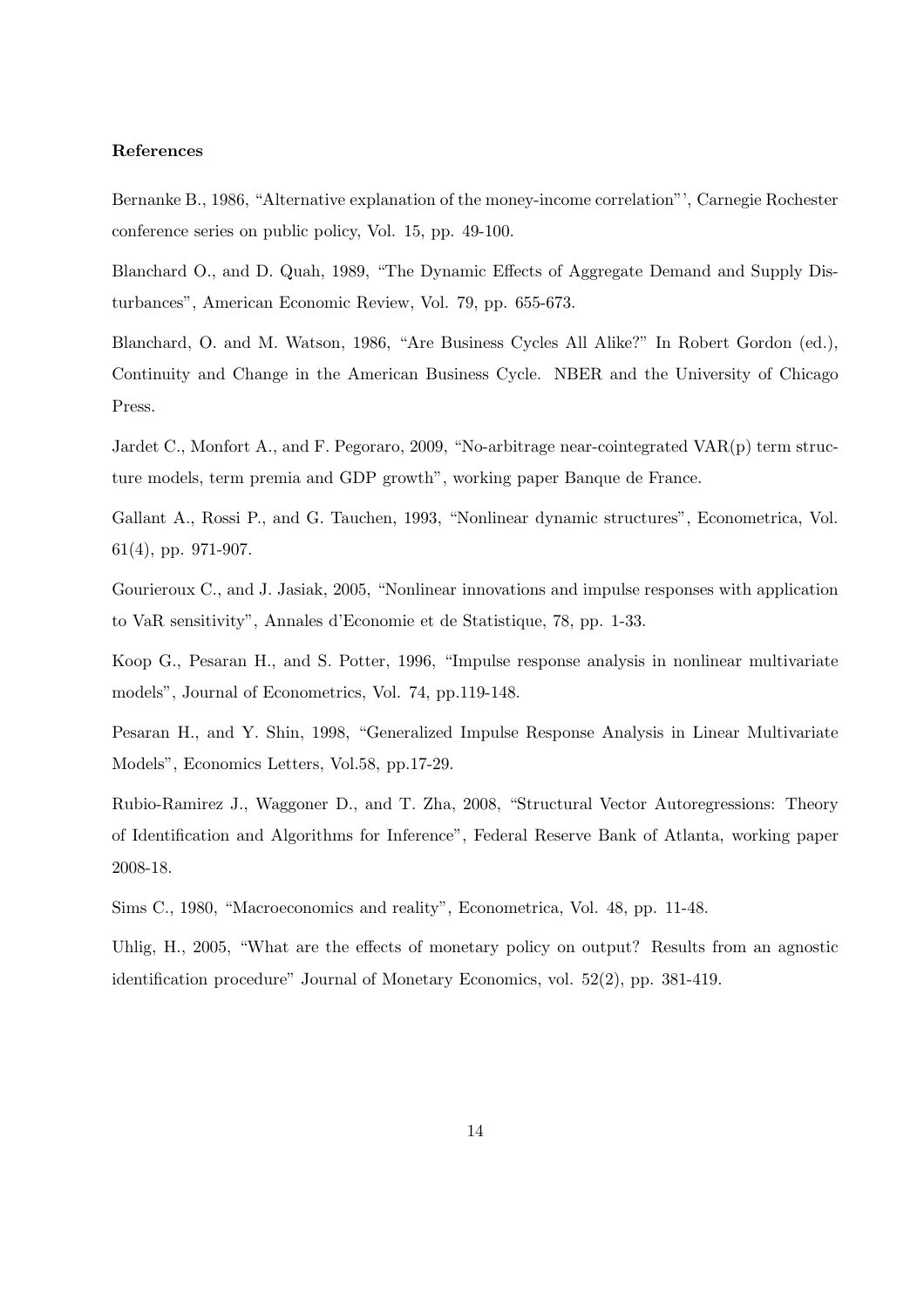**References**

Bernanke B., 1986, "Alternative explanation of the money-income correlation"', Carnegie Rochester conference series on public policy, Vol. 15, pp. 49-100.

Blanchard O., and D. Quah, 1989, "The Dynamic Effects of Aggregate Demand and Supply Disturbances", American Economic Review, Vol. 79, pp. 655-673.

Blanchard, O. and M. Watson, 1986, "Are Business Cycles All Alike?" In Robert Gordon (ed.), Continuity and Change in the American Business Cycle. NBER and the University of Chicago Press.

Jardet C., Monfort A., and F. Pegoraro, 2009, "No-arbitrage near-cointegrated VAR(p) term structure models, term premia and GDP growth", working paper Banque de France.

Gallant A., Rossi P., and G. Tauchen, 1993, "Nonlinear dynamic structures", Econometrica, Vol. 61(4), pp. 971-907.

Gourieroux C., and J. Jasiak, 2005, "Nonlinear innovations and impulse responses with application to VaR sensitivity", Annales d'Economie et de Statistique, 78, pp. 1-33.

Koop G., Pesaran H., and S. Potter, 1996, "Impulse response analysis in nonlinear multivariate models", Journal of Econometrics, Vol. 74, pp.119-148.

Pesaran H., and Y. Shin, 1998, "Generalized Impulse Response Analysis in Linear Multivariate Models", Economics Letters, Vol.58, pp.17-29.

Rubio-Ramirez J., Waggoner D., and T. Zha, 2008, "Structural Vector Autoregressions: Theory of Identification and Algorithms for Inference", Federal Reserve Bank of Atlanta, working paper 2008-18.

Sims C., 1980, "Macroeconomics and reality", Econometrica, Vol. 48, pp. 11-48.

Uhlig, H., 2005, "What are the effects of monetary policy on output? Results from an agnostic identification procedure" Journal of Monetary Economics, vol. 52(2), pp. 381-419.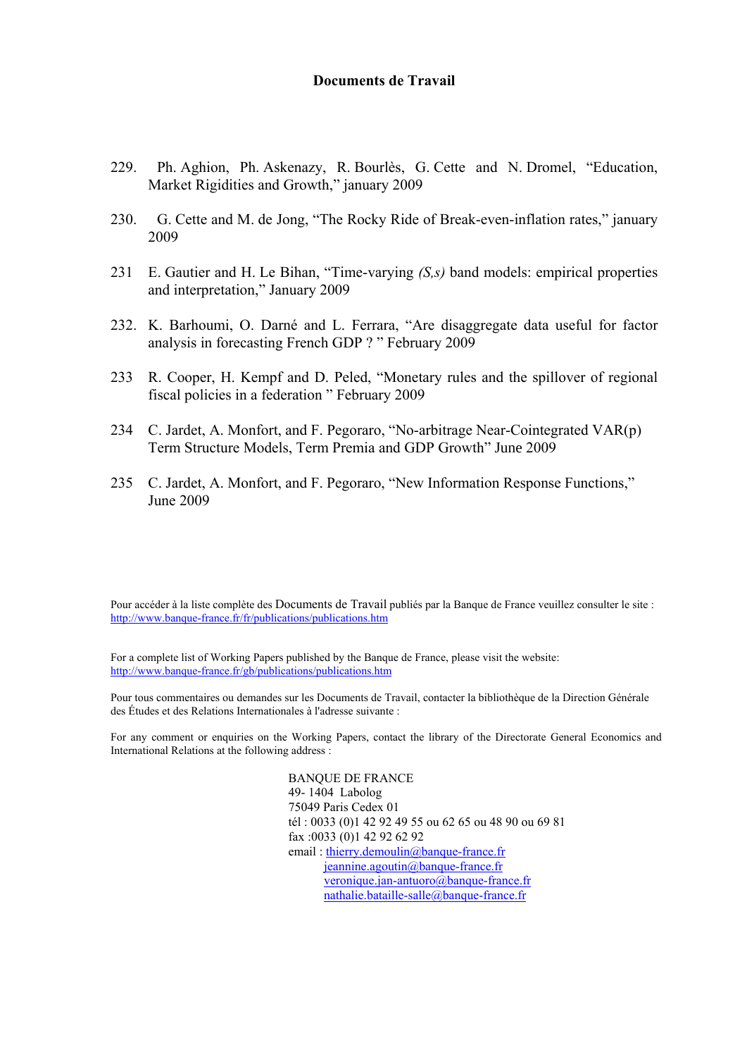**Documents de Travail**

229. Ph. Aghion, Ph. Askenazy, R. Bourlès, G. Cette and N. Dromel, “Education, Market Rigidities and Growth,” january 2009

230. G. Cette and M. de Jong, “The Rocky Ride of Break-even-inflation rates,” january 2009

231 E. Gautier and H. Le Bihan, “Time-varying *(S,s)* band models: empirical properties and interpretation,” January 2009

232. K. Barhoumi, O. Darné and L. Ferrara, “Are disaggregate data useful for factor analysis in forecasting French GDP ? ” February 2009

233 R. Cooper, H. Kempf and D. Peled, “Monetary rules and the spillover of regional fiscal policies in a federation ” February 2009

234 C. Jardet, A. Monfort, and F. Pegoraro, “No-arbitrage Near-Cointegrated VAR(p) Term Structure Models, Term Premia and GDP Growth” June 2009

235 C. Jardet, A. Monfort, and F. Pegoraro, “New Information Response Functions,” June 2009

Pour accéder à la liste complète des Documents de Travail publiés par la Banque de France veuillez consulter le site :
http://www.banque-france.fr/fr/publications/publications.htm

For a complete list of Working Papers published by the Banque de France, please visit the website:
http://www.banque-france.fr/gb/publications/publications.htm

Pour tous commentaires ou demandes sur les Documents de Travail, contacter la bibliothèque de la Direction Générale des Études et des Relations Internationales à l'adresse suivante :

For any comment or enquiries on the Working Papers, contact the library of the Directorate General Economics and International Relations at the following address :

BANQUE DE FRANCE
49- 1404 Labolog
75049 Paris Cedex 01
tél : 0033 (0)1 42 92 49 55 ou 62 65 ou 48 90 ou 69 81
fax :0033 (0)1 42 92 62 92
email : thierry.demoulin@banque-france.fr
jeannine.agoutin@banque-france.fr
veronique.jan-antuoro@banque-france.fr
nathalie.bataille-salle@banque-france.fr